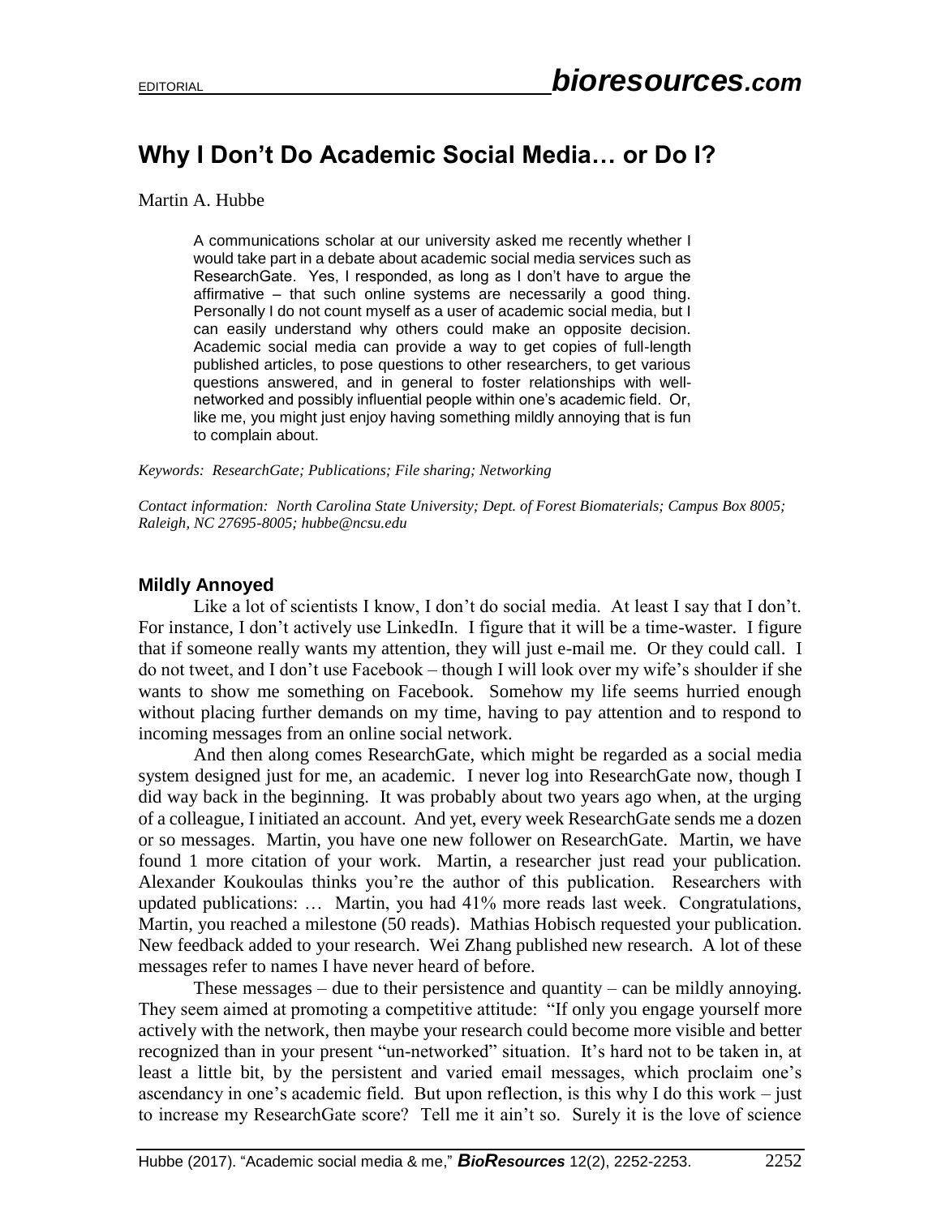# Why I Don't Do Academic Social Media… or Do I?

Martin A. Hubbe

> A communications scholar at our university asked me recently whether I would take part in a debate about academic social media services such as ResearchGate. Yes, I responded, as long as I don't have to argue the affirmative – that such online systems are necessarily a good thing. Personally I do not count myself as a user of academic social media, but I can easily understand why others could make an opposite decision. Academic social media can provide a way to get copies of full-length published articles, to pose questions to other researchers, to get various questions answered, and in general to foster relationships with well-networked and possibly influential people within one's academic field. Or, like me, you might just enjoy having something mildly annoying that is fun to complain about.

*Keywords: ResearchGate; Publications; File sharing; Networking*

*Contact information: North Carolina State University; Dept. of Forest Biomaterials; Campus Box 8005; Raleigh, NC 27695-8005; hubbe@ncsu.edu*

## Mildly Annoyed

Like a lot of scientists I know, I don't do social media. At least I say that I don't. For instance, I don't actively use LinkedIn. I figure that it will be a time-waster. I figure that if someone really wants my attention, they will just e-mail me. Or they could call. I do not tweet, and I don't use Facebook – though I will look over my wife's shoulder if she wants to show me something on Facebook. Somehow my life seems hurried enough without placing further demands on my time, having to pay attention and to respond to incoming messages from an online social network.

And then along comes ResearchGate, which might be regarded as a social media system designed just for me, an academic. I never log into ResearchGate now, though I did way back in the beginning. It was probably about two years ago when, at the urging of a colleague, I initiated an account. And yet, every week ResearchGate sends me a dozen or so messages. Martin, you have one new follower on ResearchGate. Martin, we have found 1 more citation of your work. Martin, a researcher just read your publication. Alexander Koukoulas thinks you're the author of this publication. Researchers with updated publications: … Martin, you had 41% more reads last week. Congratulations, Martin, you reached a milestone (50 reads). Mathias Hobisch requested your publication. New feedback added to your research. Wei Zhang published new research. A lot of these messages refer to names I have never heard of before.

These messages – due to their persistence and quantity – can be mildly annoying. They seem aimed at promoting a competitive attitude: "If only you engage yourself more actively with the network, then maybe your research could become more visible and better recognized than in your present "un-networked" situation. It's hard not to be taken in, at least a little bit, by the persistent and varied email messages, which proclaim one's ascendancy in one's academic field. But upon reflection, is this why I do this work – just to increase my ResearchGate score? Tell me it ain't so. Surely it is the love of science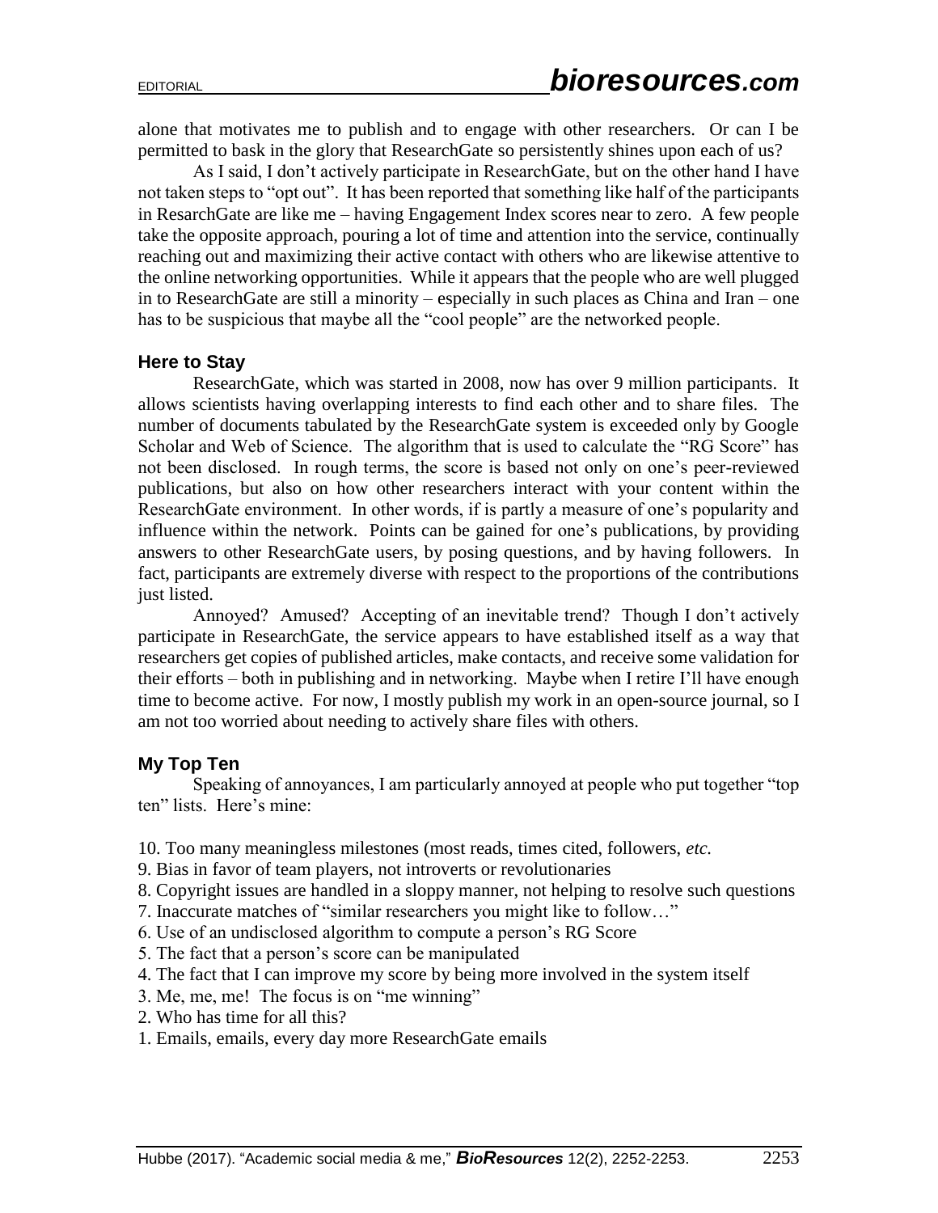alone that motivates me to publish and to engage with other researchers. Or can I be permitted to bask in the glory that ResearchGate so persistently shines upon each of us?

As I said, I don't actively participate in ResearchGate, but on the other hand I have not taken steps to "opt out". It has been reported that something like half of the participants in ResarchGate are like me – having Engagement Index scores near to zero. A few people take the opposite approach, pouring a lot of time and attention into the service, continually reaching out and maximizing their active contact with others who are likewise attentive to the online networking opportunities. While it appears that the people who are well plugged in to ResearchGate are still a minority – especially in such places as China and Iran – one has to be suspicious that maybe all the "cool people" are the networked people.

## Here to Stay

ResearchGate, which was started in 2008, now has over 9 million participants. It allows scientists having overlapping interests to find each other and to share files. The number of documents tabulated by the ResearchGate system is exceeded only by Google Scholar and Web of Science. The algorithm that is used to calculate the "RG Score" has not been disclosed. In rough terms, the score is based not only on one's peer-reviewed publications, but also on how other researchers interact with your content within the ResearchGate environment. In other words, if is partly a measure of one's popularity and influence within the network. Points can be gained for one's publications, by providing answers to other ResearchGate users, by posing questions, and by having followers. In fact, participants are extremely diverse with respect to the proportions of the contributions just listed.

Annoyed? Amused? Accepting of an inevitable trend? Though I don't actively participate in ResearchGate, the service appears to have established itself as a way that researchers get copies of published articles, make contacts, and receive some validation for their efforts – both in publishing and in networking. Maybe when I retire I'll have enough time to become active. For now, I mostly publish my work in an open-source journal, so I am not too worried about needing to actively share files with others.

## My Top Ten

Speaking of annoyances, I am particularly annoyed at people who put together "top ten" lists. Here's mine:

10. Too many meaningless milestones (most reads, times cited, followers, *etc.*
9. Bias in favor of team players, not introverts or revolutionaries
8. Copyright issues are handled in a sloppy manner, not helping to resolve such questions
7. Inaccurate matches of "similar researchers you might like to follow…"
6. Use of an undisclosed algorithm to compute a person's RG Score
5. The fact that a person's score can be manipulated
4. The fact that I can improve my score by being more involved in the system itself
3. Me, me, me! The focus is on "me winning"
2. Who has time for all this?
1. Emails, emails, every day more ResearchGate emails